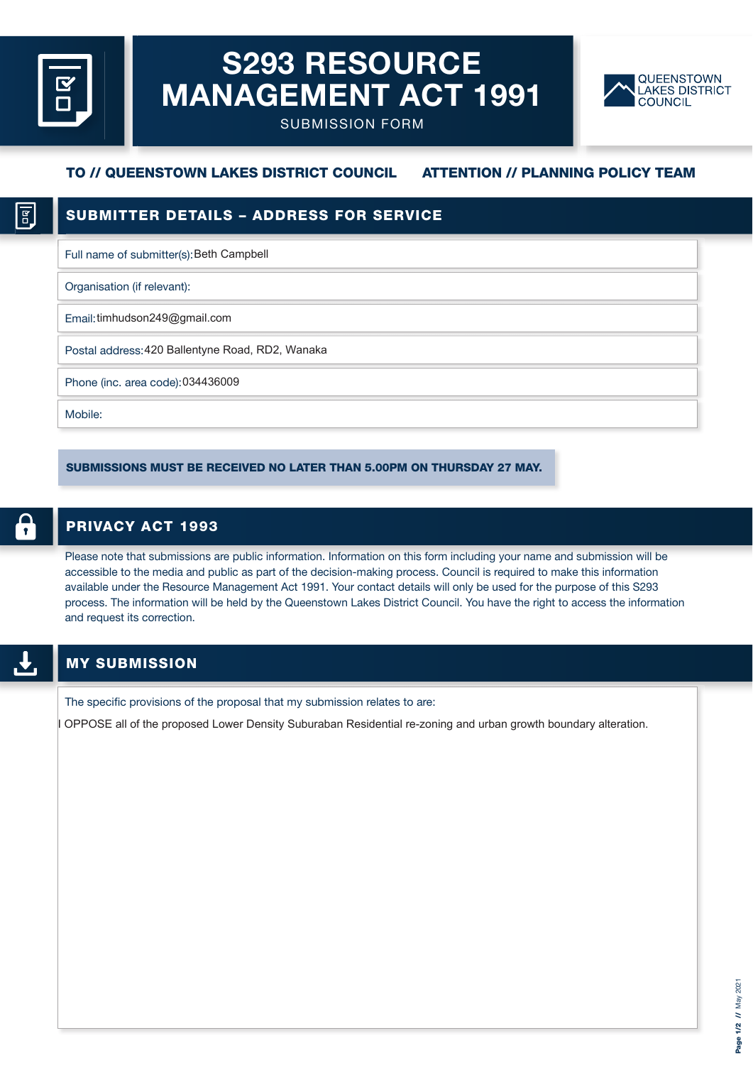# S293 RESOURCE MANAGEMENT ACT 1991

SUBMISSION FORM

QUEENSTOWN LAKES DISTRICT COUNCIL

**TO // QUEENSTOWN LAKES DISTRICT COUNCIL** **ATTENTION // PLANNING POLICY TEAM**

## SUBMITTER DETAILS – ADDRESS FOR SERVICE

Full name of submitter(s): Beth Campbell

Organisation (if relevant):

Email: timhudson249@gmail.com

Postal address: 420 Ballentyne Road, RD2, Wanaka

Phone (inc. area code): 034436009

Mobile:

**SUBMISSIONS MUST BE RECEIVED NO LATER THAN 5.00PM ON THURSDAY 27 MAY.**

## PRIVACY ACT 1993

Please note that submissions are public information. Information on this form including your name and submission will be accessible to the media and public as part of the decision-making process. Council is required to make this information available under the Resource Management Act 1991. Your contact details will only be used for the purpose of this S293 process. The information will be held by the Queenstown Lakes District Council. You have the right to access the information and request its correction.

## MY SUBMISSION

The specific provisions of the proposal that my submission relates to are:

I OPPOSE all of the proposed Lower Density Suburaban Residential re-zoning and urban growth boundary alteration.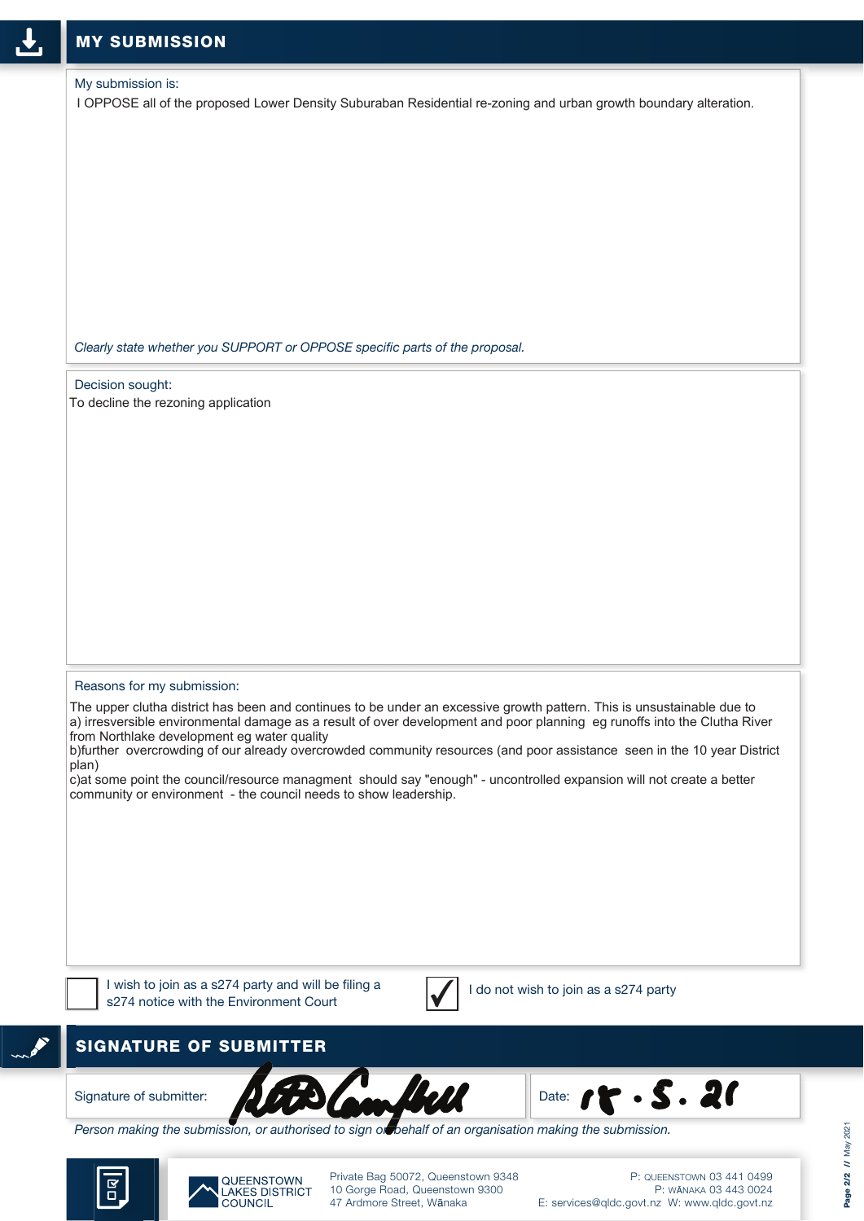## MY SUBMISSION

My submission is:

I OPPOSE all of the proposed Lower Density Suburaban Residential re-zoning and urban growth boundary alteration.

*Clearly state whether you SUPPORT or OPPOSE specific parts of the proposal.*

Decision sought:

To decline the rezoning application

Reasons for my submission:

The upper clutha district has been and continues to be under an excessive growth pattern. This is unsustainable due to
a) irresversible environmental damage as a result of over development and poor planning eg runoffs into the Clutha River from Northlake development eg water quality
b)further overcrowding of our already overcrowded community resources (and poor assistance seen in the 10 year District plan)
c)at some point the council/resource managment should say "enough" - uncontrolled expansion will not create a better community or environment - the council needs to show leadership.

☐ I wish to join as a s274 party and will be filing a s274 notice with the Environment Court

☑ I do not wish to join as a s274 party

## SIGNATURE OF SUBMITTER

Signature of submitter: [signature]

Date: 18.5.21

*Person making the submission, or authorised to sign on behalf of an organisation making the submission.*

QUEENSTOWN LAKES DISTRICT COUNCIL

Private Bag 50072, Queenstown 9348
10 Gorge Road, Queenstown 9300
47 Ardmore Street, Wānaka

P: QUEENSTOWN 03 441 0499
P: WĀNAKA 03 443 0024
E: services@qldc.govt.nz W: www.qldc.govt.nz